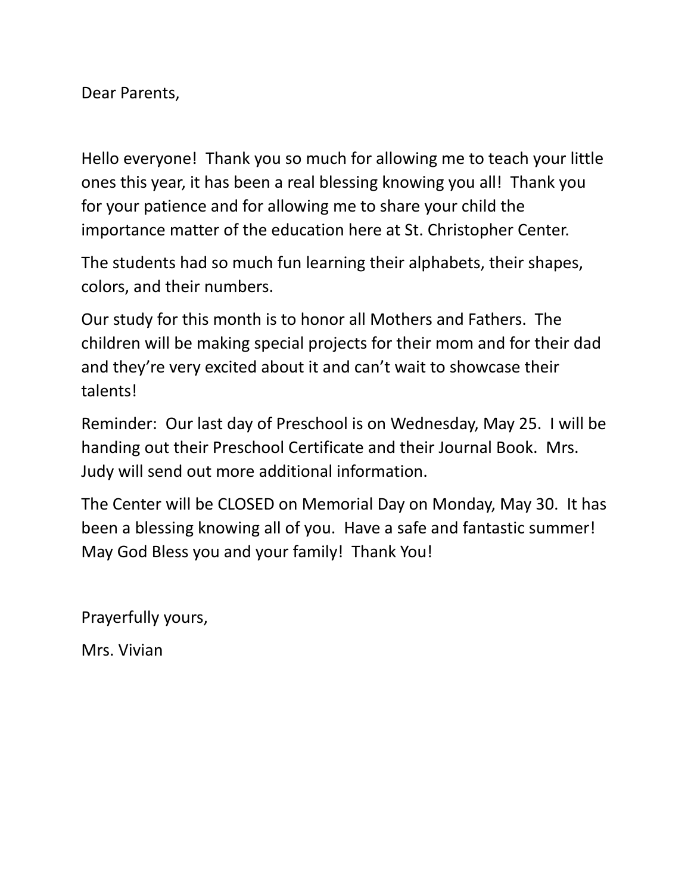Dear Parents,

Hello everyone! Thank you so much for allowing me to teach your little ones this year, it has been a real blessing knowing you all! Thank you for your patience and for allowing me to share your child the importance matter of the education here at St. Christopher Center.

The students had so much fun learning their alphabets, their shapes, colors, and their numbers.

Our study for this month is to honor all Mothers and Fathers. The children will be making special projects for their mom and for their dad and they're very excited about it and can't wait to showcase their talents!

Reminder: Our last day of Preschool is on Wednesday, May 25. I will be handing out their Preschool Certificate and their Journal Book. Mrs. Judy will send out more additional information.

The Center will be CLOSED on Memorial Day on Monday, May 30. It has been a blessing knowing all of you. Have a safe and fantastic summer! May God Bless you and your family! Thank You!

Prayerfully yours,

Mrs. Vivian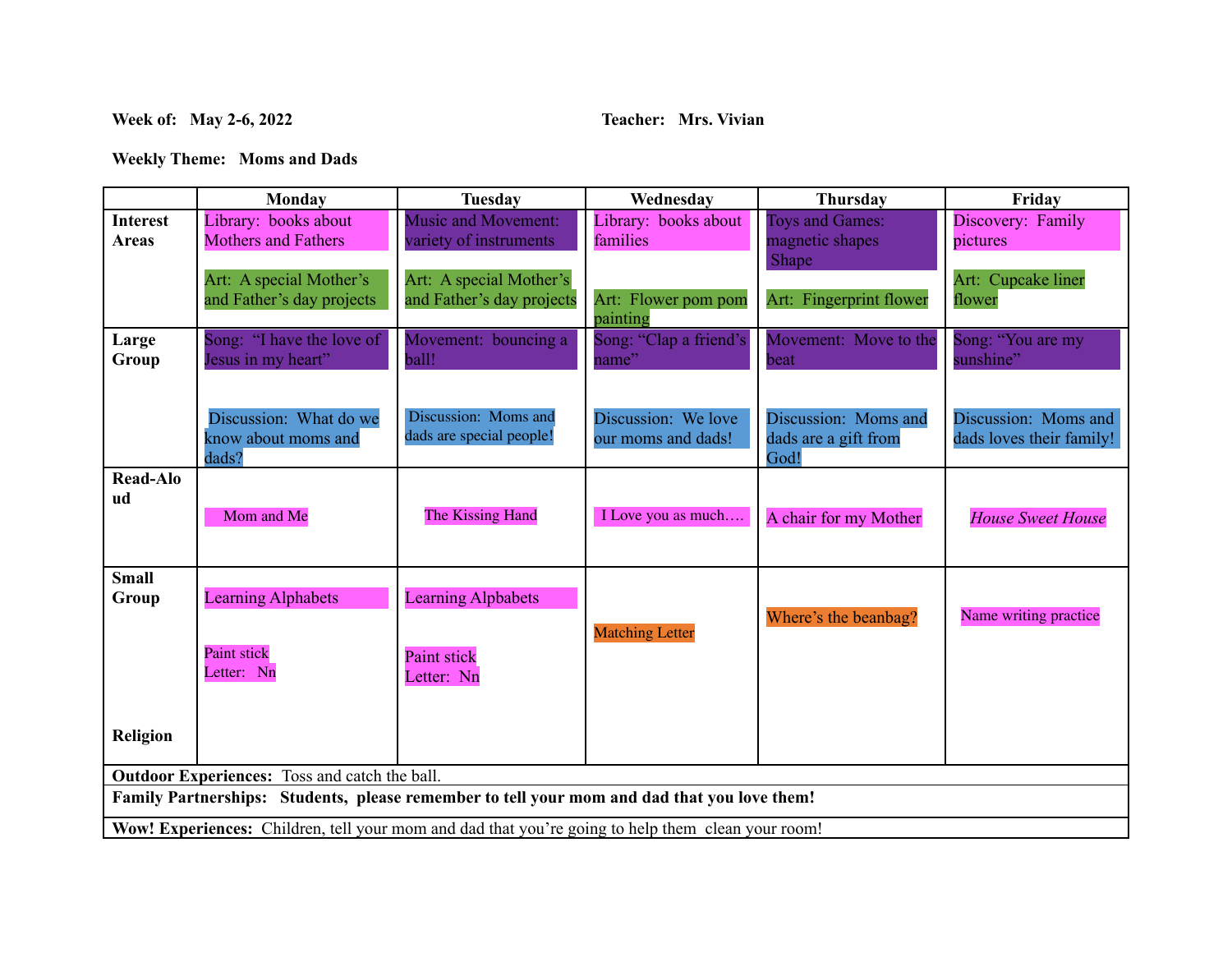**Week of:** May 2-6, 2022 **Teacher:** Mrs. Vivian

**Weekly Theme:** Moms and Dads

| | Monday | Tuesday | Wednesday | Thursday | Friday |
|---|---|---|---|---|---|
| **Interest Areas** | Library: books about Mothers and Fathers<br><br>Art: A special Mother's and Father's day projects | Music and Movement: variety of instruments<br><br>Art: A special Mother's and Father's day projects | Library: books about families<br><br>Art: Flower pom pom painting | Toys and Games: magnetic shapes Shape<br><br>Art: Fingerprint flower | Discovery: Family pictures<br><br>Art: Cupcake liner flower |
| **Large Group** | Song: "I have the love of Jesus in my heart"<br><br>Discussion: What do we know about moms and dads? | Movement: bouncing a ball!<br><br>Discussion: Moms and dads are special people! | Song: "Clap a friend's name"<br><br>Discussion: We love our moms and dads! | Movement: Move to the beat<br><br>Discussion: Moms and dads are a gift from God! | Song: "You are my sunshine"<br><br>Discussion: Moms and dads loves their family! |
| **Read-Aloud** | Mom and Me | The Kissing Hand | I Love you as much…. | A chair for my Mother | *House Sweet House* |
| **Small Group**<br><br>**Religion** | Learning Alphabets<br><br>Paint stick<br>Letter: Nn | Learning Alpbabets<br><br>Paint stick<br>Letter: Nn | Matching Letter | Where's the beanbag? | Name writing practice |

**Outdoor Experiences:** Toss and catch the ball.

**Family Partnerships: Students, please remember to tell your mom and dad that you love them!**

**Wow! Experiences:** Children, tell your mom and dad that you're going to help them clean your room!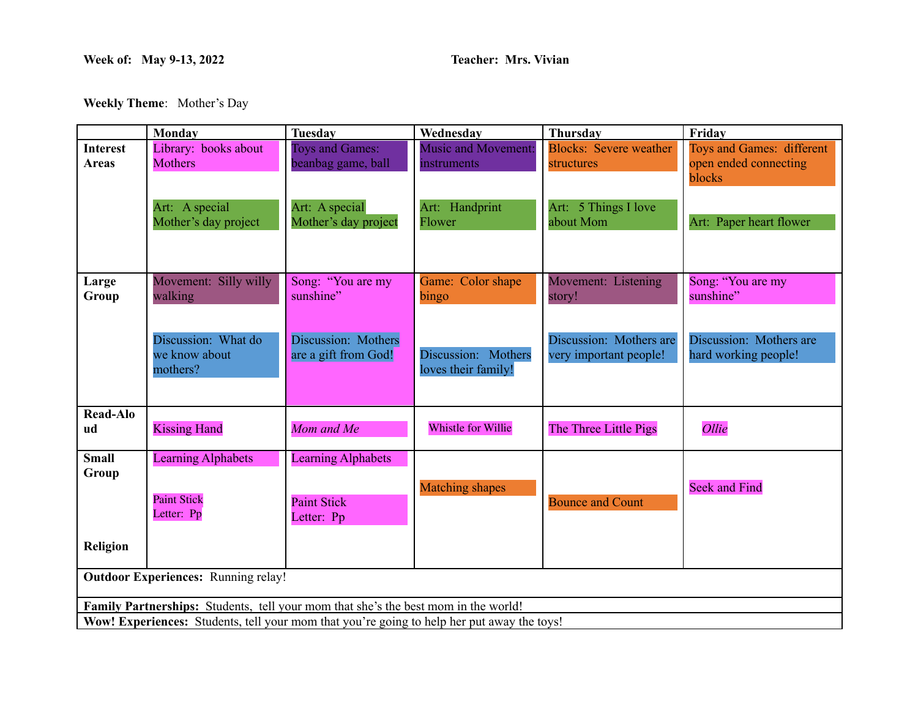**Week of:** May 9-13, 2022 **Teacher:** Mrs. Vivian

**Weekly Theme**: Mother's Day

| | Monday | Tuesday | Wednesday | Thursday | Friday |
|---|---|---|---|---|---|
| **Interest Areas** | Library: books about Mothers<br><br>Art: A special Mother's day project | Toys and Games: beanbag game, ball<br><br>Art: A special Mother's day project | Music and Movement: instruments<br><br>Art: Handprint Flower | Blocks: Severe weather structures<br><br>Art: 5 Things I love about Mom | Toys and Games: different open ended connecting blocks<br><br>Art: Paper heart flower |
| **Large Group** | Movement: Silly willy walking<br><br>Discussion: What do we know about mothers? | Song: "You are my sunshine"<br><br>Discussion: Mothers are a gift from God! | Game: Color shape bingo<br><br>Discussion: Mothers loves their family! | Movement: Listening story!<br><br>Discussion: Mothers are very important people! | Song: "You are my sunshine"<br><br>Discussion: Mothers are hard working people! |
| **Read-Aloud** | Kissing Hand | *Mom and Me* | Whistle for Willie | The Three Little Pigs | *Ollie* |
| **Small Group**<br><br>**Religion** | Learning Alphabets<br><br>Paint Stick Letter: Pp | Learning Alphabets<br><br>Paint Stick Letter: Pp | Matching shapes | Bounce and Count | Seek and Find |
| **Outdoor Experiences:** Running relay! | | | | | |
| **Family Partnerships:** Students, tell your mom that she's the best mom in the world! | | | | | |
| **Wow! Experiences:** Students, tell your mom that you're going to help her put away the toys! | | | | | |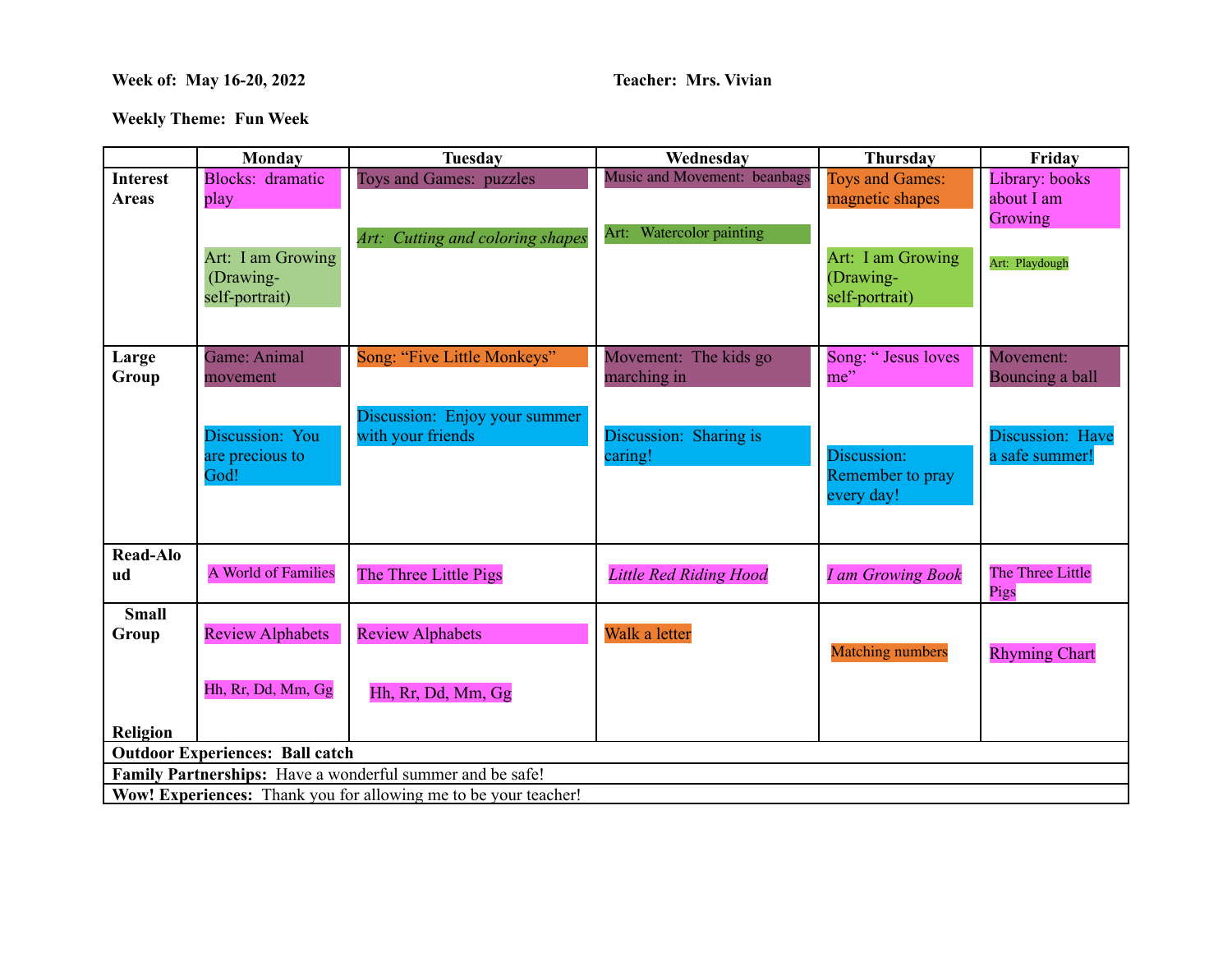**Week of: May 16-20, 2022** **Teacher: Mrs. Vivian**

**Weekly Theme: Fun Week**

| | Monday | Tuesday | Wednesday | Thursday | Friday |
|---|---|---|---|---|---|
| **Interest Areas** | Blocks: dramatic play<br><br>Art: I am Growing (Drawing- self-portrait) | Toys and Games: puzzles<br><br>*Art: Cutting and coloring shapes* | Music and Movement: beanbags<br><br>Art: Watercolor painting | Toys and Games: magnetic shapes<br><br>Art: I am Growing (Drawing- self-portrait) | Library: books about I am Growing<br><br>Art: Playdough |
| **Large Group** | Game: Animal movement<br><br>Discussion: You are precious to God! | Song: "Five Little Monkeys"<br><br>Discussion: Enjoy your summer with your friends | Movement: The kids go marching in<br><br>Discussion: Sharing is caring! | Song: " Jesus loves me"<br><br>Discussion: Remember to pray every day! | Movement: Bouncing a ball<br><br>Discussion: Have a safe summer! |
| **Read-Aloud** | A World of Families | The Three Little Pigs | *Little Red Riding Hood* | *I am Growing Book* | The Three Little Pigs |
| **Small Group**<br><br>**Religion** | Review Alphabets<br><br>Hh, Rr, Dd, Mm, Gg | Review Alphabets<br><br>Hh, Rr, Dd, Mm, Gg | Walk a letter | Matching numbers | Rhyming Chart |

**Outdoor Experiences: Ball catch**

**Family Partnerships:** Have a wonderful summer and be safe!

**Wow! Experiences:** Thank you for allowing me to be your teacher!